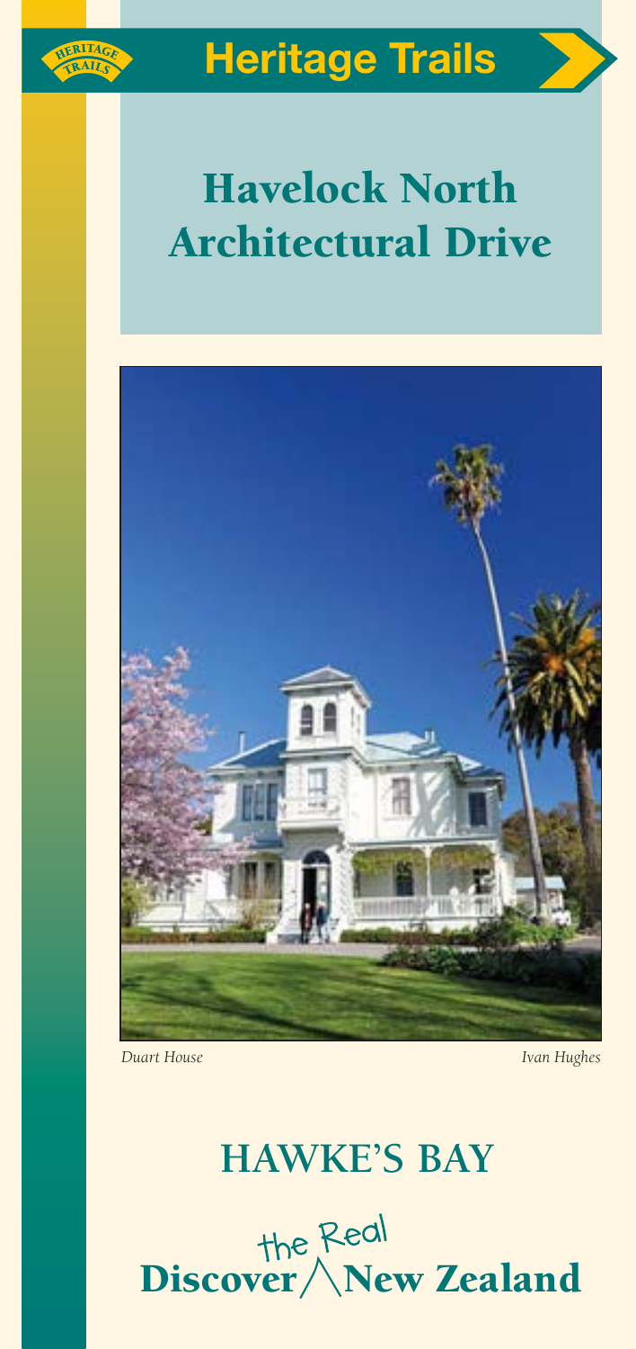HERITAGE TRAILS

# Heritage Trails

# Havelock North Architectural Drive

*Duart House* *Ivan Hughes*

## HAWKE'S BAY

Discover the Real New Zealand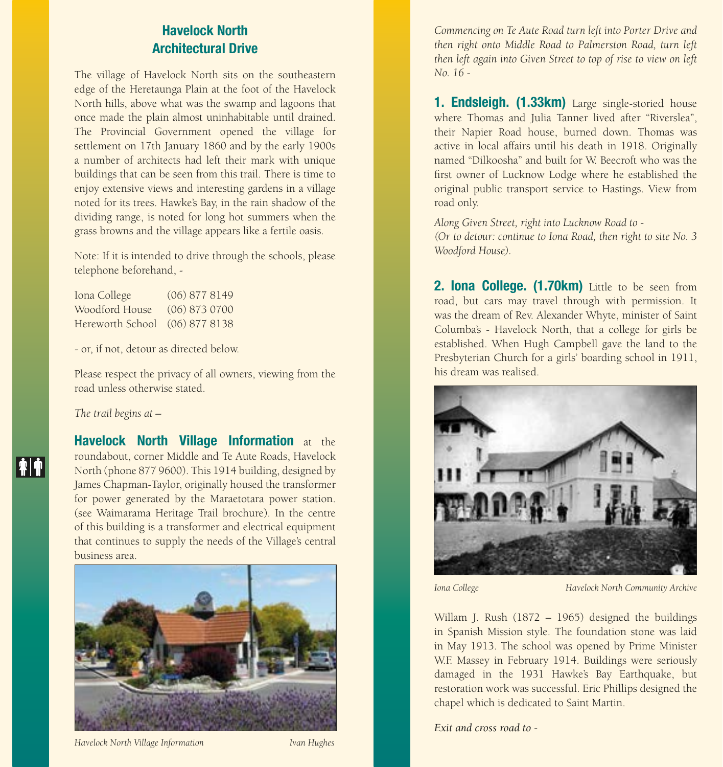## Havelock North Architectural Drive

The village of Havelock North sits on the southeastern edge of the Heretaunga Plain at the foot of the Havelock North hills, above what was the swamp and lagoons that once made the plain almost uninhabitable until drained. The Provincial Government opened the village for settlement on 17th January 1860 and by the early 1900s a number of architects had left their mark with unique buildings that can be seen from this trail. There is time to enjoy extensive views and interesting gardens in a village noted for its trees. Hawke's Bay, in the rain shadow of the dividing range, is noted for long hot summers when the grass browns and the village appears like a fertile oasis.

Note: If it is intended to drive through the schools, please telephone beforehand, -

| | |
|---|---|
| Iona College | (06) 877 8149 |
| Woodford House | (06) 873 0700 |
| Hereworth School | (06) 877 8138 |

- or, if not, detour as directed below.

Please respect the privacy of all owners, viewing from the road unless otherwise stated.

*The trail begins at –*

**Havelock North Village Information** at the roundabout, corner Middle and Te Aute Roads, Havelock North (phone 877 9600). This 1914 building, designed by James Chapman-Taylor, originally housed the transformer for power generated by the Maraetotara power station. (see Waimarama Heritage Trail brochure). In the centre of this building is a transformer and electrical equipment that continues to supply the needs of the Village's central business area.

*Havelock North Village Information* *Ivan Hughes*

*Commencing on Te Aute Road turn left into Porter Drive and then right onto Middle Road to Palmerston Road, turn left then left again into Given Street to top of rise to view on left No. 16 -*

**1. Endsleigh. (1.33km)** Large single-storied house where Thomas and Julia Tanner lived after "Riverslea", their Napier Road house, burned down. Thomas was active in local affairs until his death in 1918. Originally named "Dilkoosha" and built for W. Beecroft who was the first owner of Lucknow Lodge where he established the original public transport service to Hastings. View from road only.

*Along Given Street, right into Lucknow Road to -*
*(Or to detour: continue to Iona Road, then right to site No. 3 Woodford House).*

**2. Iona College. (1.70km)** Little to be seen from road, but cars may travel through with permission. It was the dream of Rev. Alexander Whyte, minister of Saint Columba's - Havelock North, that a college for girls be established. When Hugh Campbell gave the land to the Presbyterian Church for a girls' boarding school in 1911, his dream was realised.

*Iona College* *Havelock North Community Archive*

Willam J. Rush (1872 – 1965) designed the buildings in Spanish Mission style. The foundation stone was laid in May 1913. The school was opened by Prime Minister W.F. Massey in February 1914. Buildings were seriously damaged in the 1931 Hawke's Bay Earthquake, but restoration work was successful. Eric Phillips designed the chapel which is dedicated to Saint Martin.

*Exit and cross road to -*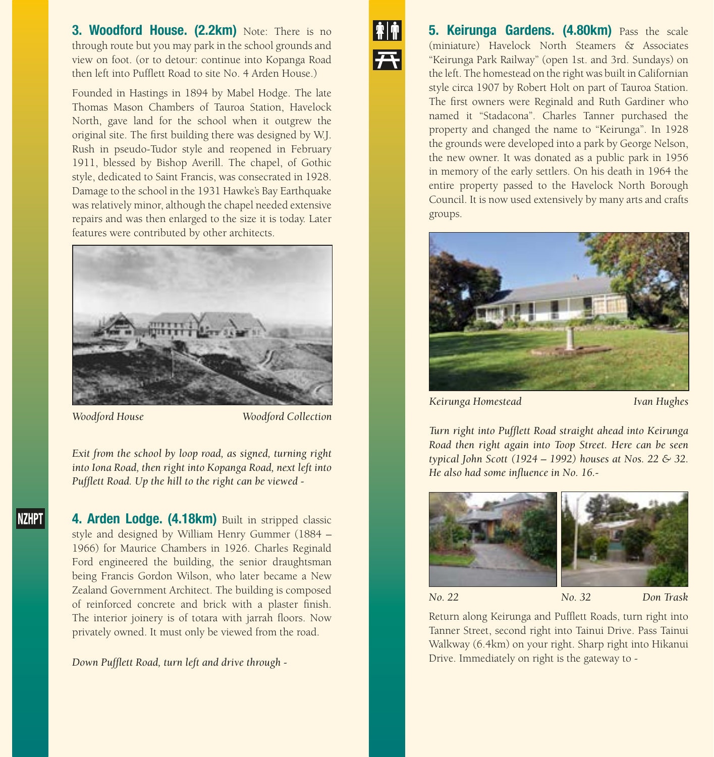**3. Woodford House. (2.2km)** Note: There is no through route but you may park in the school grounds and view on foot. (or to detour: continue into Kopanga Road then left into Pufflett Road to site No. 4 Arden House.)

Founded in Hastings in 1894 by Mabel Hodge. The late Thomas Mason Chambers of Tauroa Station, Havelock North, gave land for the school when it outgrew the original site. The first building there was designed by W.J. Rush in pseudo-Tudor style and reopened in February 1911, blessed by Bishop Averill. The chapel, of Gothic style, dedicated to Saint Francis, was consecrated in 1928. Damage to the school in the 1931 Hawke's Bay Earthquake was relatively minor, although the chapel needed extensive repairs and was then enlarged to the size it is today. Later features were contributed by other architects.

*Woodford House* *Woodford Collection*

*Exit from the school by loop road, as signed, turning right into Iona Road, then right into Kopanga Road, next left into Pufflett Road. Up the hill to the right can be viewed -*

NZHPT

**4. Arden Lodge. (4.18km)** Built in stripped classic style and designed by William Henry Gummer (1884 – 1966) for Maurice Chambers in 1926. Charles Reginald Ford engineered the building, the senior draughtsman being Francis Gordon Wilson, who later became a New Zealand Government Architect. The building is composed of reinforced concrete and brick with a plaster finish. The interior joinery is of totara with jarrah floors. Now privately owned. It must only be viewed from the road.

*Down Pufflett Road, turn left and drive through -*

**5. Keirunga Gardens. (4.80km)** Pass the scale (miniature) Havelock North Steamers & Associates "Keirunga Park Railway" (open 1st. and 3rd. Sundays) on the left. The homestead on the right was built in Californian style circa 1907 by Robert Holt on part of Tauroa Station. The first owners were Reginald and Ruth Gardiner who named it "Stadacona". Charles Tanner purchased the property and changed the name to "Keirunga". In 1928 the grounds were developed into a park by George Nelson, the new owner. It was donated as a public park in 1956 in memory of the early settlers. On his death in 1964 the entire property passed to the Havelock North Borough Council. It is now used extensively by many arts and crafts groups.

*Keirunga Homestead* *Ivan Hughes*

*Turn right into Pufflett Road straight ahead into Keirunga Road then right again into Toop Street. Here can be seen typical John Scott (1924 – 1992) houses at Nos. 22 & 32. He also had some influence in No. 16.-*

*No. 22* *No. 32* *Don Trask*

Return along Keirunga and Pufflett Roads, turn right into Tanner Street, second right into Tainui Drive. Pass Tainui Walkway (6.4km) on your right. Sharp right into Hikanui Drive. Immediately on right is the gateway to -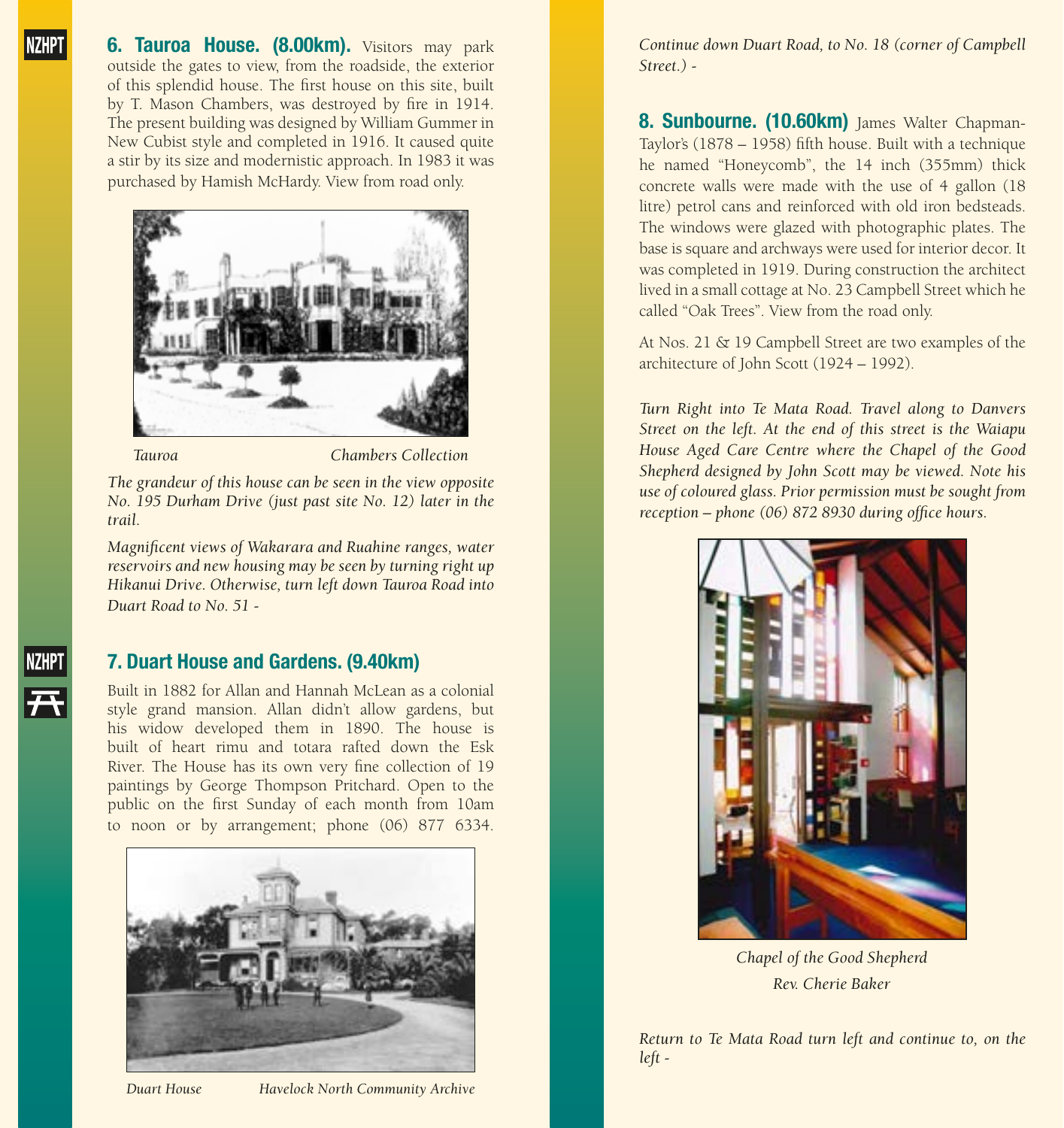**6. Tauroa House. (8.00km).** Visitors may park outside the gates to view, from the roadside, the exterior of this splendid house. The first house on this site, built by T. Mason Chambers, was destroyed by fire in 1914. The present building was designed by William Gummer in New Cubist style and completed in 1916. It caused quite a stir by its size and modernistic approach. In 1983 it was purchased by Hamish McHardy. View from road only.

*Tauroa* *Chambers Collection*

*The grandeur of this house can be seen in the view opposite No. 195 Durham Drive (just past site No. 12) later in the trail.*

*Magnificent views of Wakarara and Ruahine ranges, water reservoirs and new housing may be seen by turning right up Hikanui Drive. Otherwise, turn left down Tauroa Road into Duart Road to No. 51 -*

**7. Duart House and Gardens. (9.40km)**

Built in 1882 for Allan and Hannah McLean as a colonial style grand mansion. Allan didn't allow gardens, but his widow developed them in 1890. The house is built of heart rimu and totara rafted down the Esk River. The House has its own very fine collection of 19 paintings by George Thompson Pritchard. Open to the public on the first Sunday of each month from 10am to noon or by arrangement; phone (06) 877 6334.

*Duart House* *Havelock North Community Archive*

*Continue down Duart Road, to No. 18 (corner of Campbell Street.) -*

**8. Sunbourne. (10.60km)** James Walter Chapman-Taylor's (1878 – 1958) fifth house. Built with a technique he named "Honeycomb", the 14 inch (355mm) thick concrete walls were made with the use of 4 gallon (18 litre) petrol cans and reinforced with old iron bedsteads. The windows were glazed with photographic plates. The base is square and archways were used for interior decor. It was completed in 1919. During construction the architect lived in a small cottage at No. 23 Campbell Street which he called "Oak Trees". View from the road only.

At Nos. 21 & 19 Campbell Street are two examples of the architecture of John Scott (1924 – 1992).

*Turn Right into Te Mata Road. Travel along to Danvers Street on the left. At the end of this street is the Waiapu House Aged Care Centre where the Chapel of the Good Shepherd designed by John Scott may be viewed. Note his use of coloured glass. Prior permission must be sought from reception – phone (06) 872 8930 during office hours.*

*Chapel of the Good Shepherd*
*Rev. Cherie Baker*

*Return to Te Mata Road turn left and continue to, on the left -*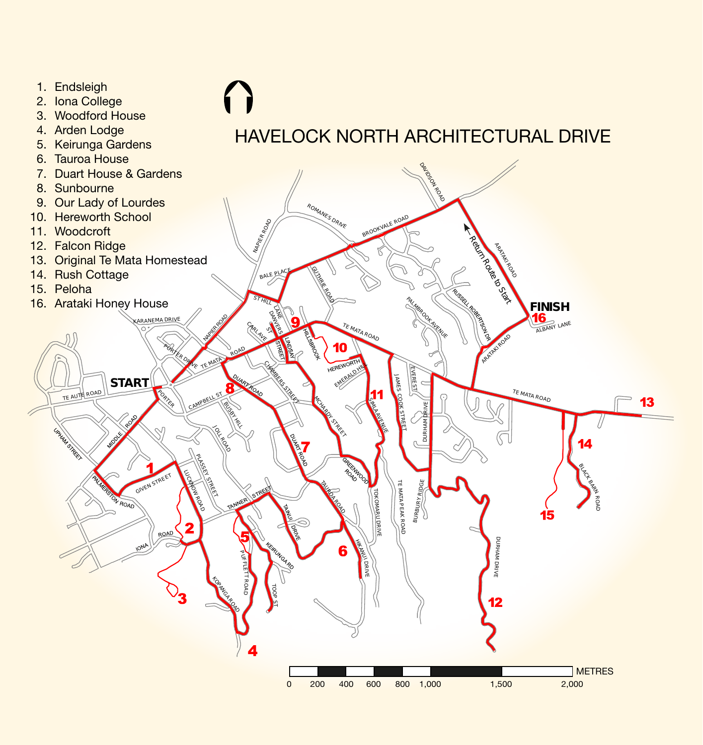# HAVELOCK NORTH ARCHITECTURAL DRIVE

1. Endsleigh
2. Iona College
3. Woodford House
4. Arden Lodge
5. Keirunga Gardens
6. Tauroa House
7. Duart House & Gardens
8. Sunbourne
9. Our Lady of Lourdes
10. Hereworth School
11. Woodcroft
12. Falcon Ridge
13. Original Te Mata Homestead
14. Rush Cottage
15. Peloha
16. Arataki Honey House

START

FINISH

← Return Route to Start

METRES: 0, 200, 400, 600, 800, 1,000, 1,500, 2,000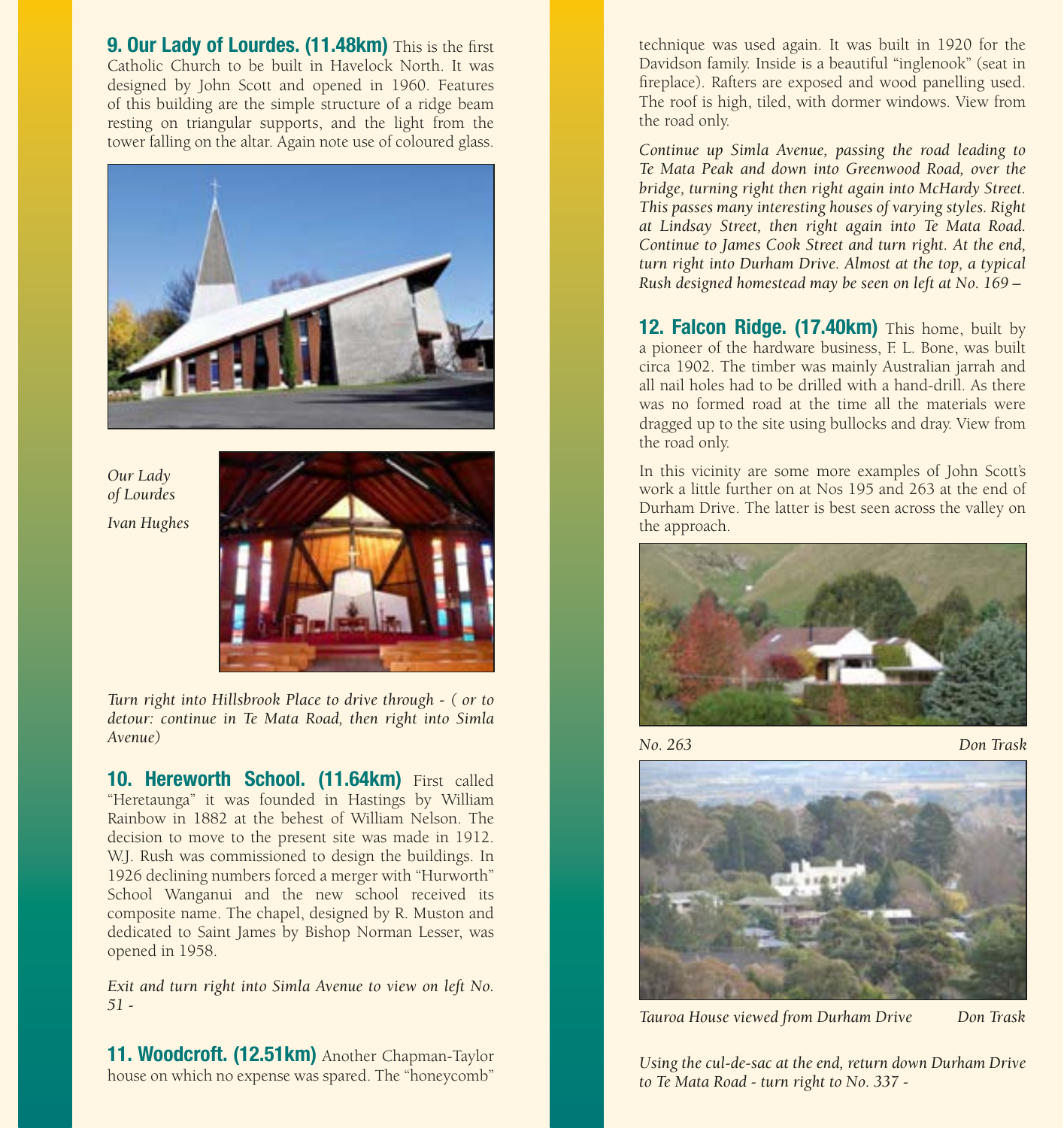**9. Our Lady of Lourdes. (11.48km)** This is the first Catholic Church to be built in Havelock North. It was designed by John Scott and opened in 1960. Features of this building are the simple structure of a ridge beam resting on triangular supports, and the light from the tower falling on the altar. Again note use of coloured glass.

*Our Lady of Lourdes*

*Ivan Hughes*

*Turn right into Hillsbrook Place to drive through - ( or to detour: continue in Te Mata Road, then right into Simla Avenue)*

**10. Hereworth School. (11.64km)** First called "Heretaunga" it was founded in Hastings by William Rainbow in 1882 at the behest of William Nelson. The decision to move to the present site was made in 1912. W.J. Rush was commissioned to design the buildings. In 1926 declining numbers forced a merger with "Hurworth" School Wanganui and the new school received its composite name. The chapel, designed by R. Muston and dedicated to Saint James by Bishop Norman Lesser, was opened in 1958.

*Exit and turn right into Simla Avenue to view on left No. 51 -*

**11. Woodcroft. (12.51km)** Another Chapman-Taylor house on which no expense was spared. The "honeycomb" technique was used again. It was built in 1920 for the Davidson family. Inside is a beautiful "inglenook" (seat in fireplace). Rafters are exposed and wood panelling used. The roof is high, tiled, with dormer windows. View from the road only.

*Continue up Simla Avenue, passing the road leading to Te Mata Peak and down into Greenwood Road, over the bridge, turning right then right again into McHardy Street. This passes many interesting houses of varying styles. Right at Lindsay Street, then right again into Te Mata Road. Continue to James Cook Street and turn right. At the end, turn right into Durham Drive. Almost at the top, a typical Rush designed homestead may be seen on left at No. 169 –*

**12. Falcon Ridge. (17.40km)** This home, built by a pioneer of the hardware business, F. L. Bone, was built circa 1902. The timber was mainly Australian jarrah and all nail holes had to be drilled with a hand-drill. As there was no formed road at the time all the materials were dragged up to the site using bullocks and dray. View from the road only.

In this vicinity are some more examples of John Scott's work a little further on at Nos 195 and 263 at the end of Durham Drive. The latter is best seen across the valley on the approach.

*No. 263* *Don Trask*

*Tauroa House viewed from Durham Drive* *Don Trask*

*Using the cul-de-sac at the end, return down Durham Drive to Te Mata Road - turn right to No. 337 -*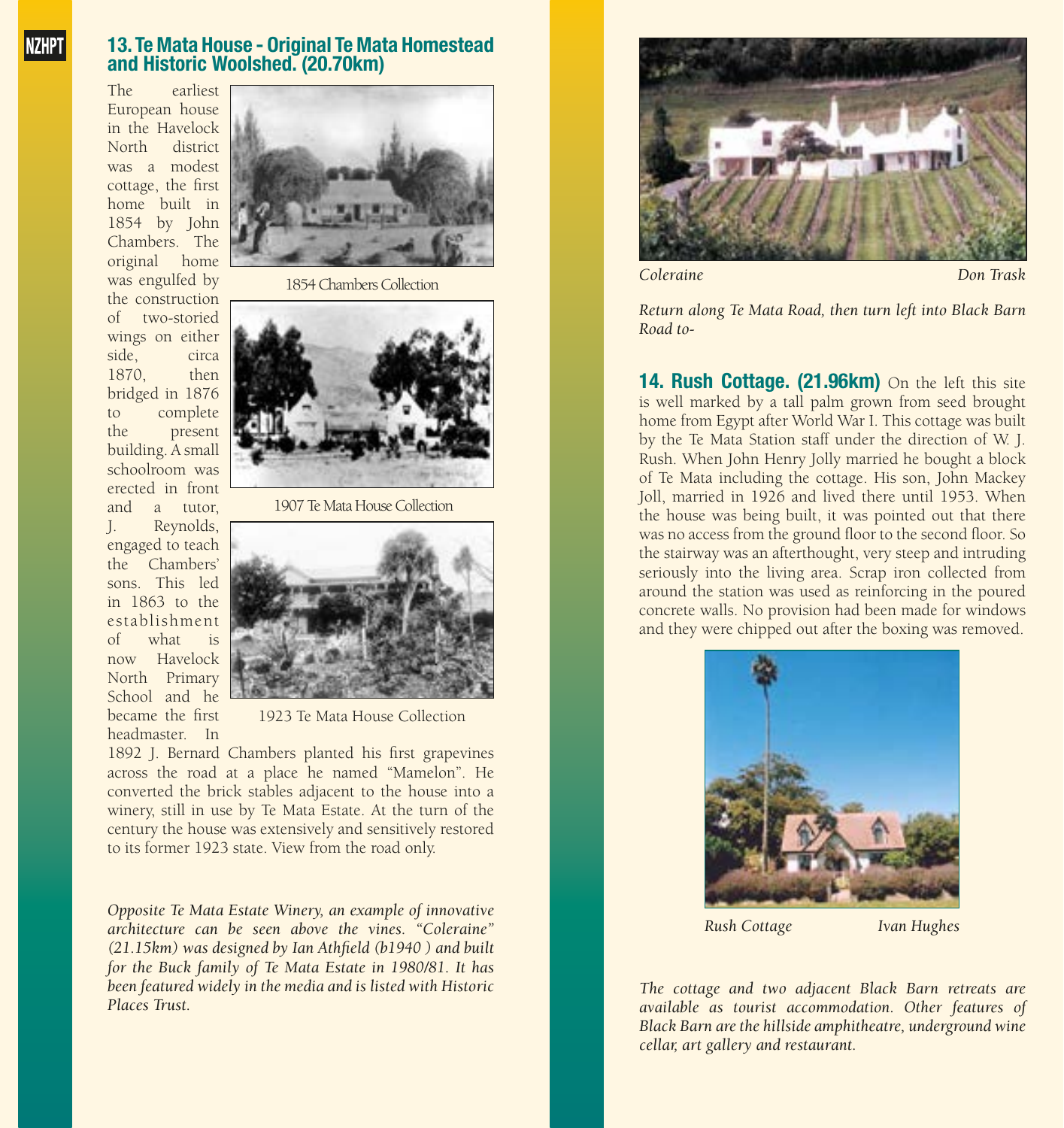## 13. Te Mata House - Original Te Mata Homestead and Historic Woolshed. (20.70km)

The earliest European house in the Havelock North district was a modest cottage, the first home built in 1854 by John Chambers. The original home was engulfed by the construction of two-storied wings on either side, circa 1870, then bridged in 1876 to complete the present building. A small schoolroom was erected in front and a tutor, J. Reynolds, engaged to teach the Chambers' sons. This led in 1863 to the establishment of what is now Havelock North Primary School and he became the first headmaster. In 1892 J. Bernard Chambers planted his first grapevines across the road at a place he named "Mamelon". He converted the brick stables adjacent to the house into a winery, still in use by Te Mata Estate. At the turn of the century the house was extensively and sensitively restored to its former 1923 state. View from the road only.

1854 Chambers Collection

1907 Te Mata House Collection

1923 Te Mata House Collection

*Opposite Te Mata Estate Winery, an example of innovative architecture can be seen above the vines. "Coleraine" (21.15km) was designed by Ian Athfield (b1940 ) and built for the Buck family of Te Mata Estate in 1980/81. It has been featured widely in the media and is listed with Historic Places Trust.*

*Coleraine* *Don Trask*

*Return along Te Mata Road, then turn left into Black Barn Road to-*

## 14. Rush Cottage. (21.96km)

On the left this site is well marked by a tall palm grown from seed brought home from Egypt after World War I. This cottage was built by the Te Mata Station staff under the direction of W. J. Rush. When John Henry Jolly married he bought a block of Te Mata including the cottage. His son, John Mackey Joll, married in 1926 and lived there until 1953. When the house was being built, it was pointed out that there was no access from the ground floor to the second floor. So the stairway was an afterthought, very steep and intruding seriously into the living area. Scrap iron collected from around the station was used as reinforcing in the poured concrete walls. No provision had been made for windows and they were chipped out after the boxing was removed.

*Rush Cottage* *Ivan Hughes*

*The cottage and two adjacent Black Barn retreats are available as tourist accommodation. Other features of Black Barn are the hillside amphitheatre, underground wine cellar, art gallery and restaurant.*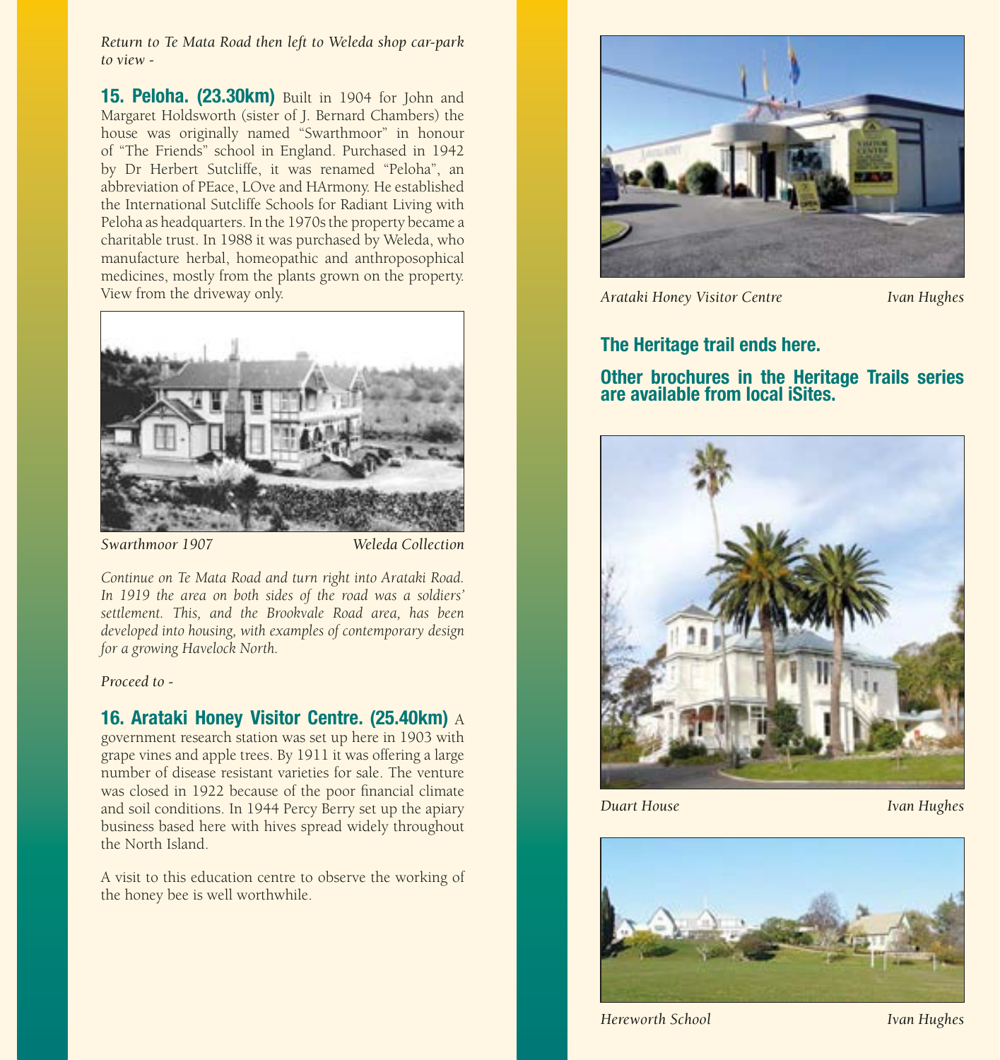*Return to Te Mata Road then left to Weleda shop car-park to view -*

**15. Peloha. (23.30km)** Built in 1904 for John and Margaret Holdsworth (sister of J. Bernard Chambers) the house was originally named "Swarthmoor" in honour of "The Friends" school in England. Purchased in 1942 by Dr Herbert Sutcliffe, it was renamed "Peloha", an abbreviation of PEace, LOve and HArmony. He established the International Sutcliffe Schools for Radiant Living with Peloha as headquarters. In the 1970s the property became a charitable trust. In 1988 it was purchased by Weleda, who manufacture herbal, homeopathic and anthroposophical medicines, mostly from the plants grown on the property. View from the driveway only.

*Swarthmoor 1907* *Weleda Collection*

*Continue on Te Mata Road and turn right into Arataki Road. In 1919 the area on both sides of the road was a soldiers' settlement. This, and the Brookvale Road area, has been developed into housing, with examples of contemporary design for a growing Havelock North.*

*Proceed to -*

**16. Arataki Honey Visitor Centre. (25.40km)** A government research station was set up here in 1903 with grape vines and apple trees. By 1911 it was offering a large number of disease resistant varieties for sale. The venture was closed in 1922 because of the poor financial climate and soil conditions. In 1944 Percy Berry set up the apiary business based here with hives spread widely throughout the North Island.

A visit to this education centre to observe the working of the honey bee is well worthwhile.

*Arataki Honey Visitor Centre* *Ivan Hughes*

**The Heritage trail ends here.**

**Other brochures in the Heritage Trails series are available from local iSites.**

*Duart House* *Ivan Hughes*

*Hereworth School* *Ivan Hughes*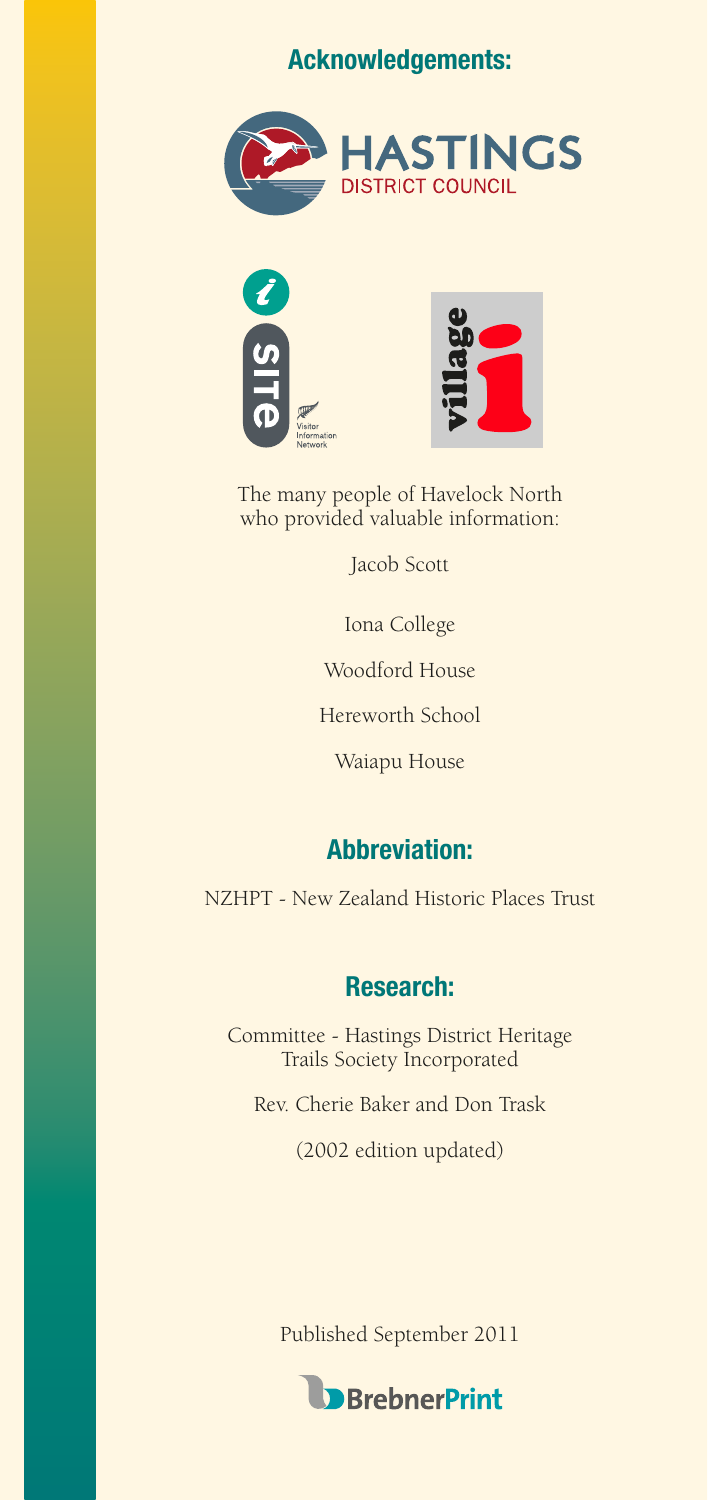## Acknowledgements:

HASTINGS DISTRICT COUNCIL

i-SITE Visitor Information Network

village i

The many people of Havelock North who provided valuable information:

Jacob Scott

Iona College

Woodford House

Hereworth School

Waiapu House

## Abbreviation:

NZHPT - New Zealand Historic Places Trust

## Research:

Committee - Hastings District Heritage Trails Society Incorporated

Rev. Cherie Baker and Don Trask

(2002 edition updated)

Published September 2011

BrebnerPrint